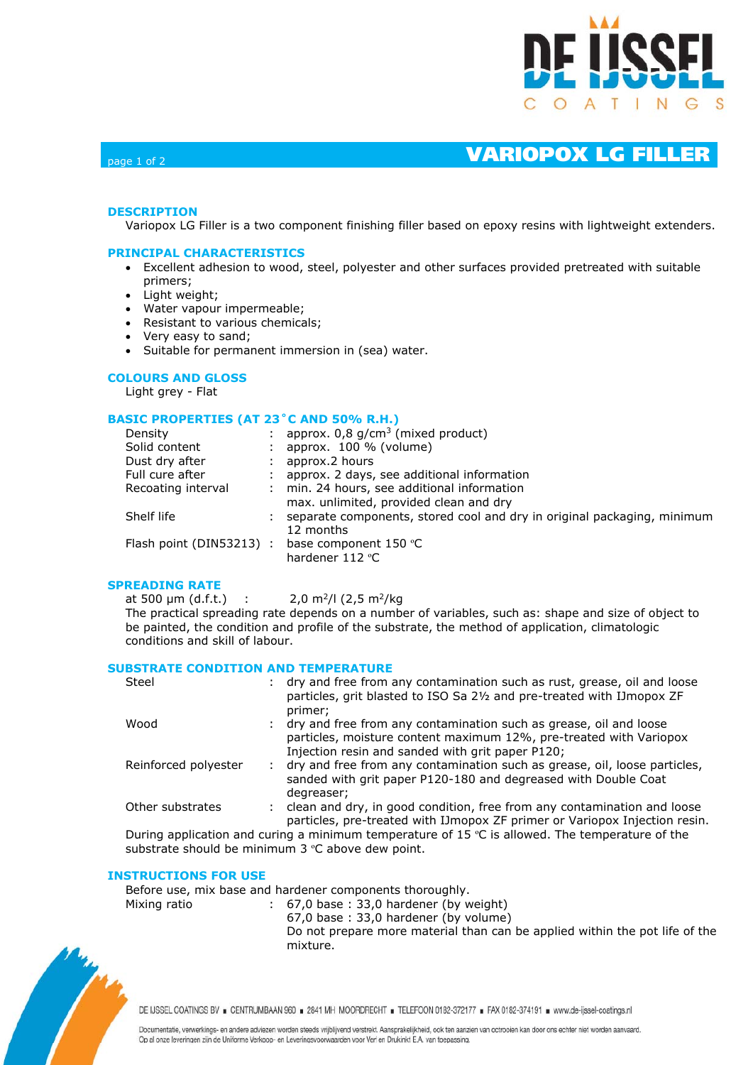# VARIOPOX LG FILLER

## DESCRIPTION

Variopox LG Filler is a two component finishing filler based on epoxy resins with lightweight extenders.

## PRINCIPAL CHARACTERISTICS

- Excellent adhesion to wood, steel, polyester and other surfaces provided pretreated with suitable primers;
- Light weight;
- Water vapour impermeable;
- Resistant to various chemicals;
- Very easy to sand;
- Suitable for permanent immersion in (sea) water.

## COLOURS AND GLOSS

Light grey - Flat

## BASIC PROPERTIES (AT 23˚C AND 50% R.H.)

| | | |
|---|---|---|
| Density | : | approx. 0,8 g/cm$^3$ (mixed product) |
| Solid content | : | approx. 100 % (volume) |
| Dust dry after | : | approx.2 hours |
| Full cure after | : | approx. 2 days, see additional information |
| Recoating interval | : | min. 24 hours, see additional information<br>max. unlimited, provided clean and dry |
| Shelf life | : | separate components, stored cool and dry in original packaging, minimum 12 months |
| Flash point (DIN53213) | : | base component 150 ºC<br>hardener 112 ºC |

## SPREADING RATE

at 500 µm (d.f.t.) : 2,0 m$^2$/l (2,5 m$^2$/kg

The practical spreading rate depends on a number of variables, such as: shape and size of object to be painted, the condition and profile of the substrate, the method of application, climatologic conditions and skill of labour.

## SUBSTRATE CONDITION AND TEMPERATURE

| | | |
|---|---|---|
| Steel | : | dry and free from any contamination such as rust, grease, oil and loose particles, grit blasted to ISO Sa 2½ and pre-treated with IJmopox ZF primer; |
| Wood | : | dry and free from any contamination such as grease, oil and loose particles, moisture content maximum 12%, pre-treated with Variopox Injection resin and sanded with grit paper P120; |
| Reinforced polyester | : | dry and free from any contamination such as grease, oil, loose particles, sanded with grit paper P120-180 and degreased with Double Coat degreaser; |
| Other substrates | : | clean and dry, in good condition, free from any contamination and loose particles, pre-treated with IJmopox ZF primer or Variopox Injection resin. |

During application and curing a minimum temperature of 15 ºC is allowed. The temperature of the substrate should be minimum 3 ºC above dew point.

## INSTRUCTIONS FOR USE

Before use, mix base and hardener components thoroughly.

| | | |
|---|---|---|
| Mixing ratio | : | 67,0 base : 33,0 hardener (by weight)<br>67,0 base : 33,0 hardener (by volume)<br>Do not prepare more material than can be applied within the pot life of the mixture. |

DE IJSSEL COATINGS BV ■ CENTRUMBAAN 960 ■ 2841 MH MOORDRECHT ■ TELEFOON 0182-372177 ■ FAX 0182-374191 ■ www.de-ijssel-coatings.nl

Documentatie, verwerkings- en andere adviezen worden steeds vrijblijvend verstrekt. Aansprakelijkheid, ook ten aanzien van octrooien kan door ons echter niet worden aanvaard. Op al onze leveringen zijn de Uniforme Verkoop- en Leveringsvoorwaarden voor Verf en Drukinkt E.A. van toepassing.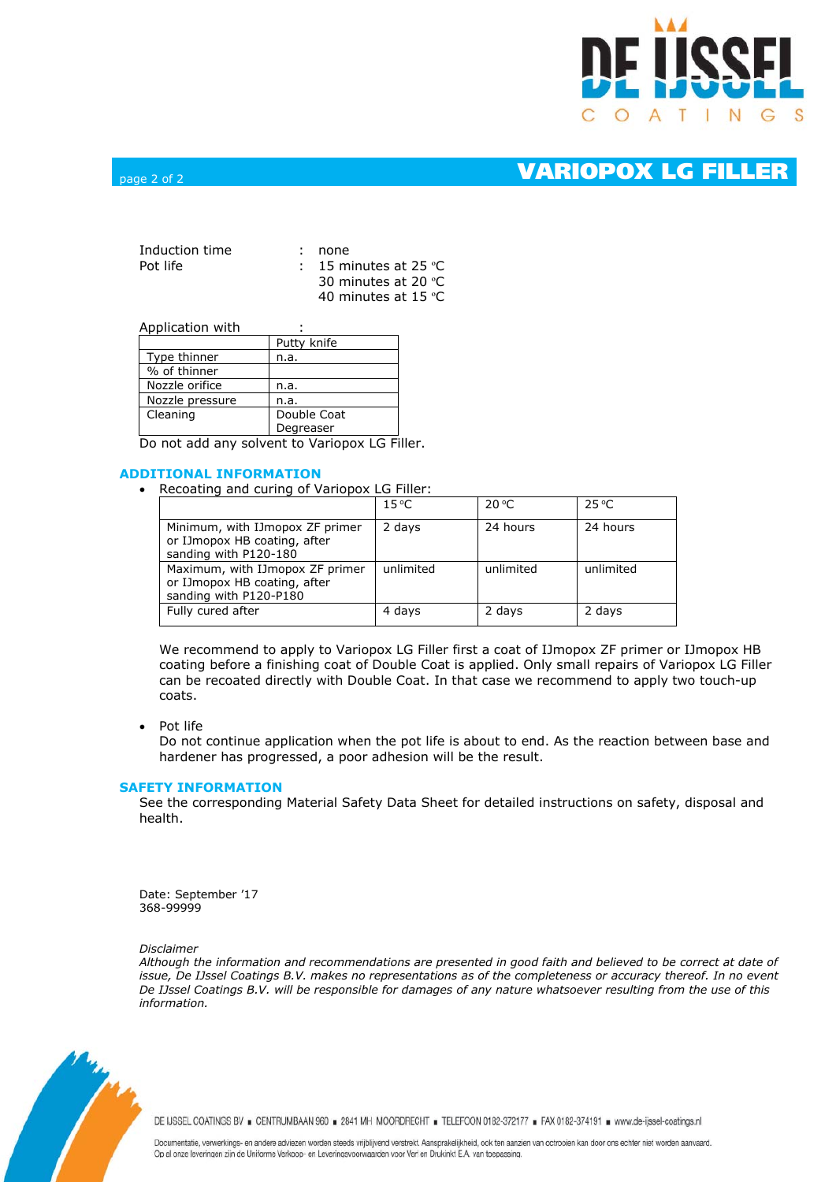Induction time : none
Pot life : 15 minutes at 25 °C
30 minutes at 20 °C
40 minutes at 15 °C

Application with :

| | Putty knife |
|---|---|
| Type thinner | n.a. |
| % of thinner | |
| Nozzle orifice | n.a. |
| Nozzle pressure | n.a. |
| Cleaning | Double Coat Degreaser |

Do not add any solvent to Variopox LG Filler.

## ADDITIONAL INFORMATION

- Recoating and curing of Variopox LG Filler:

| | 15 °C | 20 °C | 25 °C |
|---|---|---|---|
| Minimum, with IJmopox ZF primer or IJmopox HB coating, after sanding with P120-180 | 2 days | 24 hours | 24 hours |
| Maximum, with IJmopox ZF primer or IJmopox HB coating, after sanding with P120-P180 | unlimited | unlimited | unlimited |
| Fully cured after | 4 days | 2 days | 2 days |

We recommend to apply to Variopox LG Filler first a coat of IJmopox ZF primer or IJmopox HB coating before a finishing coat of Double Coat is applied. Only small repairs of Variopox LG Filler can be recoated directly with Double Coat. In that case we recommend to apply two touch-up coats.

- Pot life
Do not continue application when the pot life is about to end. As the reaction between base and hardener has progressed, a poor adhesion will be the result.

## SAFETY INFORMATION

See the corresponding Material Safety Data Sheet for detailed instructions on safety, disposal and health.

Date: September '17
368-99999

*Disclaimer*
*Although the information and recommendations are presented in good faith and believed to be correct at date of issue, De IJssel Coatings B.V. makes no representations as of the completeness or accuracy thereof. In no event De IJssel Coatings B.V. will be responsible for damages of any nature whatsoever resulting from the use of this information.*

DE IJSSEL COATINGS BV ▪ CENTRUMBAAN 960 ▪ 2841 MH MOORDRECHT ▪ TELEFOON 0182-372177 ▪ FAX 0182-374191 ▪ www.de-ijssel-coatings.nl

Documentatie, verwerkings- en andere adviezen worden steeds vrijblijvend verstrekt. Aansprakelijkheid, ook ten aanzien van octrooien kan door ons echter niet worden aanvaard. Op al onze leveringen zijn de Uniforme Verkoop- en Leveringsvoorwaarden voor Verf en Drukinkt E.A. van toepassing.